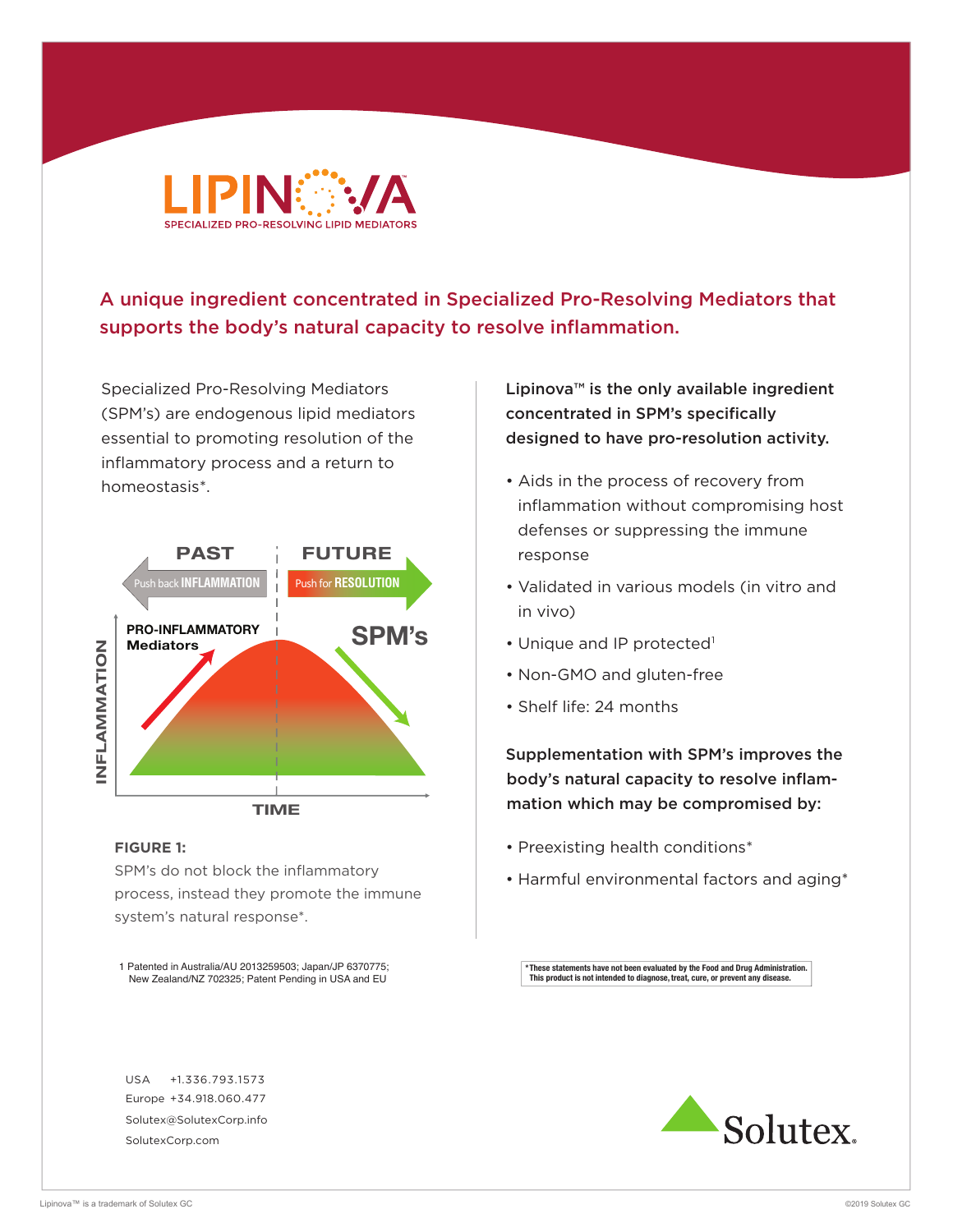# LIPINOVA

SPECIALIZED PRO-RESOLVING LIPID MEDIATORS

## A unique ingredient concentrated in Specialized Pro-Resolving Mediators that supports the body's natural capacity to resolve inflammation.

Specialized Pro-Resolving Mediators (SPM's) are endogenous lipid mediators essential to promoting resolution of the inflammatory process and a return to homeostasis*.

PAST | FUTURE

Push back INFLAMMATION | Push for RESOLUTION

PRO-INFLAMMATORY Mediators

SPM's

INFLAMMATION

TIME

**FIGURE 1:**
SPM's do not block the inflammatory process, instead they promote the immune system's natural response*.

**Lipinova™ is the only available ingredient concentrated in SPM's specifically designed to have pro-resolution activity.**

- Aids in the process of recovery from inflammation without compromising host defenses or suppressing the immune response
- Validated in various models (in vitro and in vivo)
- Unique and IP protected[1]
- Non-GMO and gluten-free
- Shelf life: 24 months

**Supplementation with SPM's improves the body's natural capacity to resolve inflammation which may be compromised by:**

- Preexisting health conditions*
- Harmful environmental factors and aging*

1 Patented in Australia/AU 2013259503; Japan/JP 6370775; New Zealand/NZ 702325; Patent Pending in USA and EU

*These statements have not been evaluated by the Food and Drug Administration. This product is not intended to diagnose, treat, cure, or prevent any disease.

USA +1.336.793.1573
Europe +34.918.060.477
Solutex@SolutexCorp.info
SolutexCorp.com

Solutex.

Lipinova™ is a trademark of Solutex GC

©2019 Solutex GC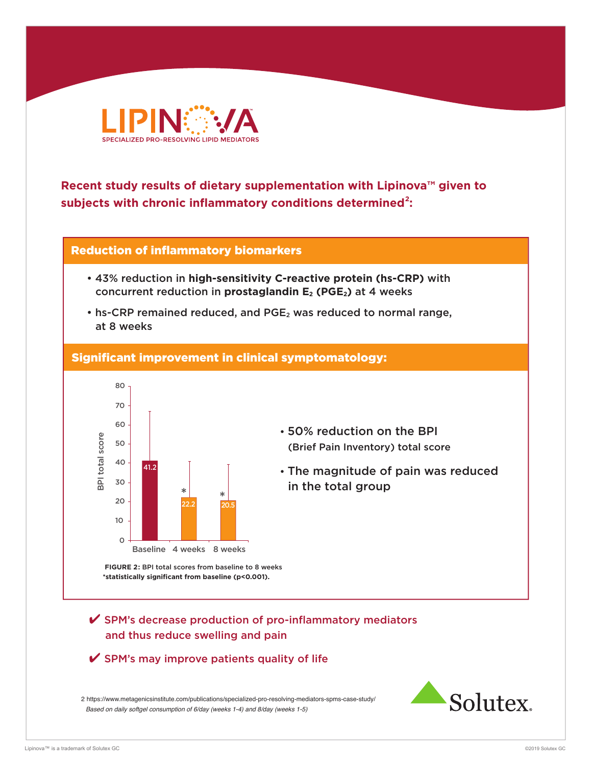LIPINOVA™

SPECIALIZED PRO-RESOLVING LIPID MEDIATORS

## Recent study results of dietary supplementation with Lipinova™ given to subjects with chronic inflammatory conditions determined[2]:

### Reduction of inflammatory biomarkers

- 43% reduction in **high-sensitivity C-reactive protein (hs-CRP)** with concurrent reduction in **prostaglandin $E_2$ ($PGE_2$)** at 4 weeks
- hs-CRP remained reduced, and $PGE_2$ was reduced to normal range, at 8 weeks

### Significant improvement in clinical symptomatology:

BPI total score

80

70

60

50

40

30

20

10

0

41.2

\*

22.2

\*

20.5

Baseline

4 weeks

8 weeks

**FIGURE 2:** BPI total scores from baseline to 8 weeks
**\*statistically significant from baseline (p<0.001).**

- 50% reduction on the BPI (Brief Pain Inventory) total score
- The magnitude of pain was reduced in the total group

✔ SPM's decrease production of pro-inflammatory mediators and thus reduce swelling and pain

✔ SPM's may improve patients quality of life

2 https://www.metagenicsinstitute.com/publications/specialized-pro-resolving-mediators-spms-case-study/
*Based on daily softgel consumption of 6/day (weeks 1-4) and 8/day (weeks 1-5)*

Solutex.

Lipinova™ is a trademark of Solutex GC

©2019 Solutex GC